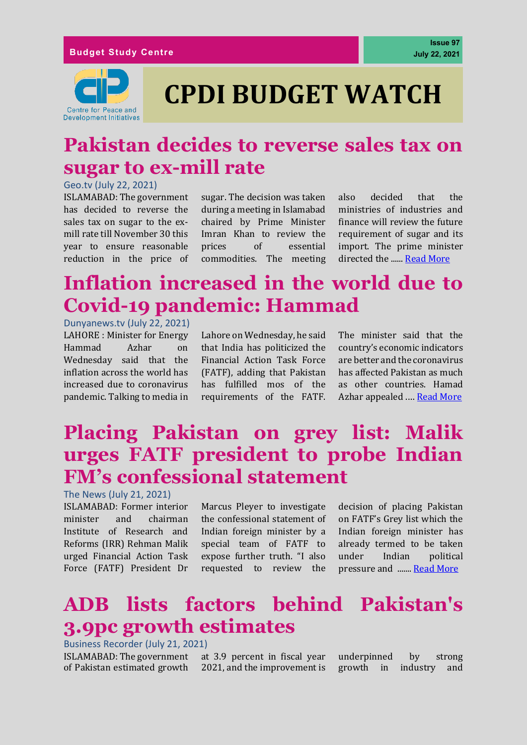Budget Study Centre

Issue 97
July 22, 2021

Centre for Peace and Development Initiatives

# CPDI BUDGET WATCH

## Pakistan decides to reverse sales tax on sugar to ex-mill rate

Geo.tv (July 22, 2021)

ISLAMABAD: The government has decided to reverse the sales tax on sugar to the ex-mill rate till November 30 this year to ensure reasonable reduction in the price of sugar. The decision was taken during a meeting in Islamabad chaired by Prime Minister Imran Khan to review the prices of essential commodities. The meeting also decided that the ministries of industries and finance will review the future requirement of sugar and its import. The prime minister directed the ...... Read More

## Inflation increased in the world due to Covid-19 pandemic: Hammad

Dunyanews.tv (July 22, 2021)

LAHORE : Minister for Energy Hammad Azhar on Wednesday said that the inflation across the world has increased due to coronavirus pandemic. Talking to media in Lahore on Wednesday, he said that India has politicized the Financial Action Task Force (FATF), adding that Pakistan has fulfilled mos of the requirements of the FATF. The minister said that the country's economic indicators are better and the coronavirus has affected Pakistan as much as other countries. Hamad Azhar appealed …. Read More

## Placing Pakistan on grey list: Malik urges FATF president to probe Indian FM's confessional statement

The News (July 21, 2021)

ISLAMABAD: Former interior minister and chairman Institute of Research and Reforms (IRR) Rehman Malik urged Financial Action Task Force (FATF) President Dr Marcus Pleyer to investigate the confessional statement of Indian foreign minister by a special team of FATF to expose further truth. "I also requested to review the decision of placing Pakistan on FATF's Grey list which the Indian foreign minister has already termed to be taken under Indian political pressure and ....... Read More

## ADB lists factors behind Pakistan's 3.9pc growth estimates

Business Recorder (July 21, 2021)

ISLAMABAD: The government of Pakistan estimated growth at 3.9 percent in fiscal year 2021, and the improvement is underpinned by strong growth in industry and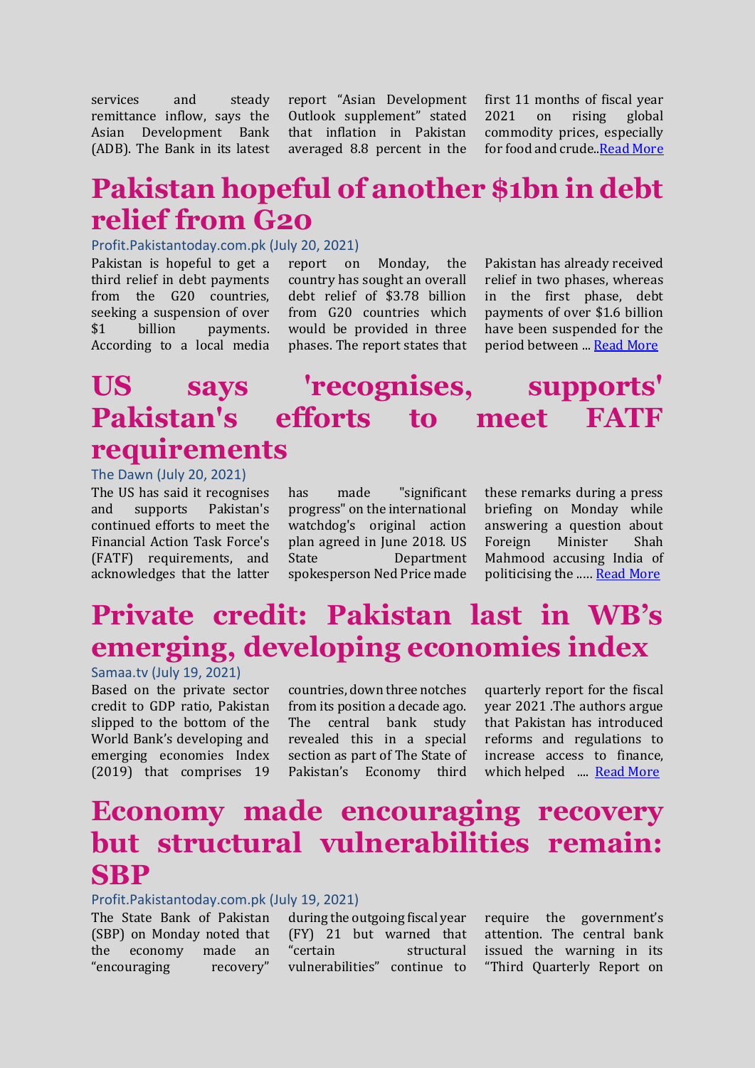services and steady remittance inflow, says the Asian Development Bank (ADB). The Bank in its latest report “Asian Development Outlook supplement” stated that inflation in Pakistan averaged 8.8 percent in the first 11 months of fiscal year 2021 on rising global commodity prices, especially for food and crude..[Read More]

# Pakistan hopeful of another $1bn in debt relief from G20

Profit.Pakistantoday.com.pk (July 20, 2021)

Pakistan is hopeful to get a third relief in debt payments from the G20 countries, seeking a suspension of over $1 billion payments. According to a local media report on Monday, the country has sought an overall debt relief of $3.78 billion from G20 countries which would be provided in three phases. The report states that Pakistan has already received relief in two phases, whereas in the first phase, debt payments of over $1.6 billion have been suspended for the period between ... [Read More]

# US says 'recognises, supports' Pakistan's efforts to meet FATF requirements

The Dawn (July 20, 2021)

The US has said it recognises and supports Pakistan's continued efforts to meet the Financial Action Task Force's (FATF) requirements, and acknowledges that the latter has made "significant progress" on the international watchdog's original action plan agreed in June 2018. US State Department spokesperson Ned Price made these remarks during a press briefing on Monday while answering a question about Foreign Minister Shah Mahmood accusing India of politicising the ..... [Read More]

# Private credit: Pakistan last in WB's emerging, developing economies index

Samaa.tv (July 19, 2021)

Based on the private sector credit to GDP ratio, Pakistan slipped to the bottom of the World Bank's developing and emerging economies Index (2019) that comprises 19 countries, down three notches from its position a decade ago. The central bank study revealed this in a special section as part of The State of Pakistan's Economy third quarterly report for the fiscal year 2021 .The authors argue that Pakistan has introduced reforms and regulations to increase access to finance, which helped .... [Read More]

# Economy made encouraging recovery but structural vulnerabilities remain: SBP

Profit.Pakistantoday.com.pk (July 19, 2021)

The State Bank of Pakistan (SBP) on Monday noted that the economy made an “encouraging recovery” during the outgoing fiscal year (FY) 21 but warned that “certain structural vulnerabilities” continue to require the government's attention. The central bank issued the warning in its “Third Quarterly Report on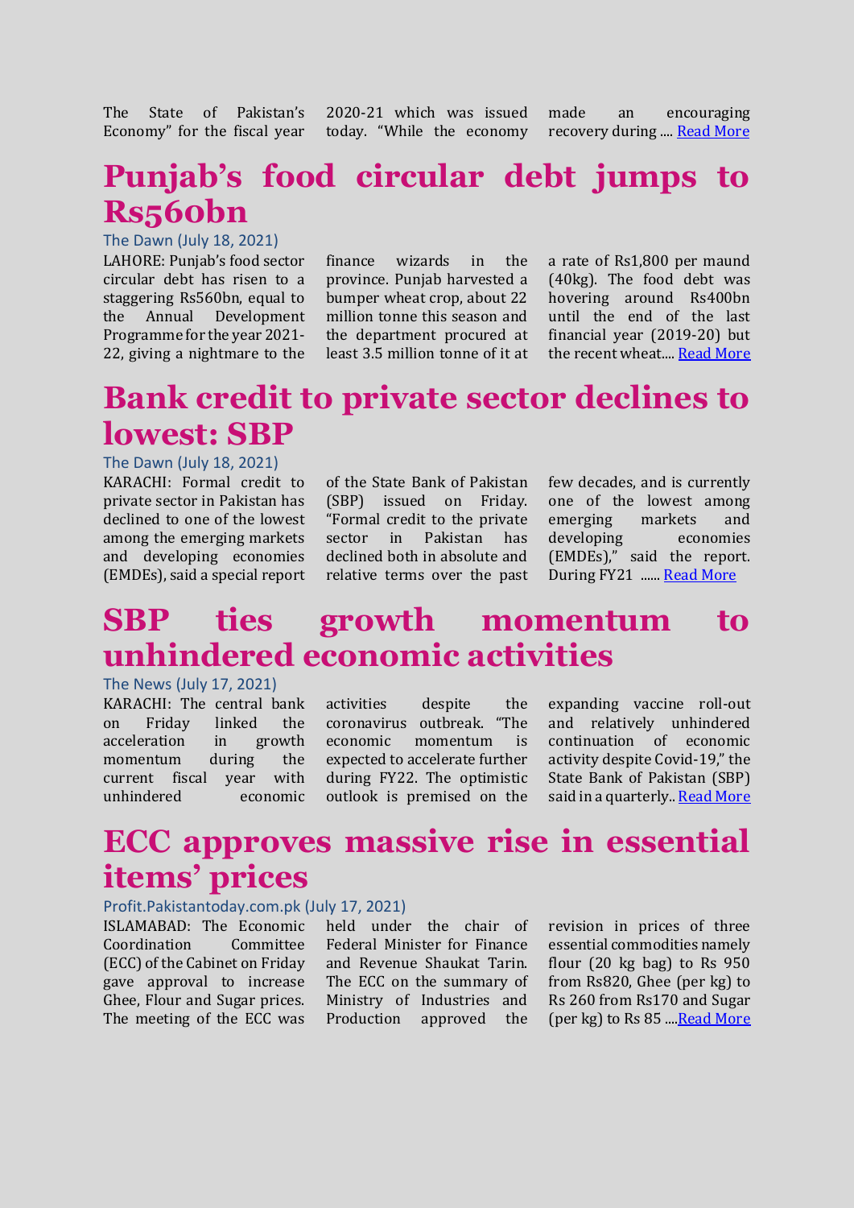The State of Pakistan's Economy" for the fiscal year 2020-21 which was issued today. "While the economy made an encouraging recovery during .... [Read More](#)

## Punjab's food circular debt jumps to Rs560bn

The Dawn (July 18, 2021)

LAHORE: Punjab's food sector circular debt has risen to a staggering Rs560bn, equal to the Annual Development Programme for the year 2021-22, giving a nightmare to the finance wizards in the province. Punjab harvested a bumper wheat crop, about 22 million tonne this season and the department procured at least 3.5 million tonne of it at a rate of Rs1,800 per maund (40kg). The food debt was hovering around Rs400bn until the end of the last financial year (2019-20) but the recent wheat.... [Read More](#)

## Bank credit to private sector declines to lowest: SBP

The Dawn (July 18, 2021)

KARACHI: Formal credit to private sector in Pakistan has declined to one of the lowest among the emerging markets and developing economies (EMDEs), said a special report of the State Bank of Pakistan (SBP) issued on Friday. "Formal credit to the private sector in Pakistan has declined both in absolute and relative terms over the past few decades, and is currently one of the lowest among emerging markets and developing economies (EMDEs)," said the report. During FY21 ...... [Read More](#)

## SBP ties growth momentum to unhindered economic activities

The News (July 17, 2021)

KARACHI: The central bank on Friday linked the acceleration in growth momentum during the current fiscal year with unhindered economic activities despite the coronavirus outbreak. "The economic momentum is expected to accelerate further during FY22. The optimistic outlook is premised on the expanding vaccine roll-out and relatively unhindered continuation of economic activity despite Covid-19," the State Bank of Pakistan (SBP) said in a quarterly.. [Read More](#)

## ECC approves massive rise in essential items' prices

Profit.Pakistantoday.com.pk (July 17, 2021)

ISLAMABAD: The Economic Coordination Committee (ECC) of the Cabinet on Friday gave approval to increase Ghee, Flour and Sugar prices. The meeting of the ECC was held under the chair of Federal Minister for Finance and Revenue Shaukat Tarin. The ECC on the summary of Ministry of Industries and Production approved the revision in prices of three essential commodities namely flour (20 kg bag) to Rs 950 from Rs820, Ghee (per kg) to Rs 260 from Rs170 and Sugar (per kg) to Rs 85 ....[Read More](#)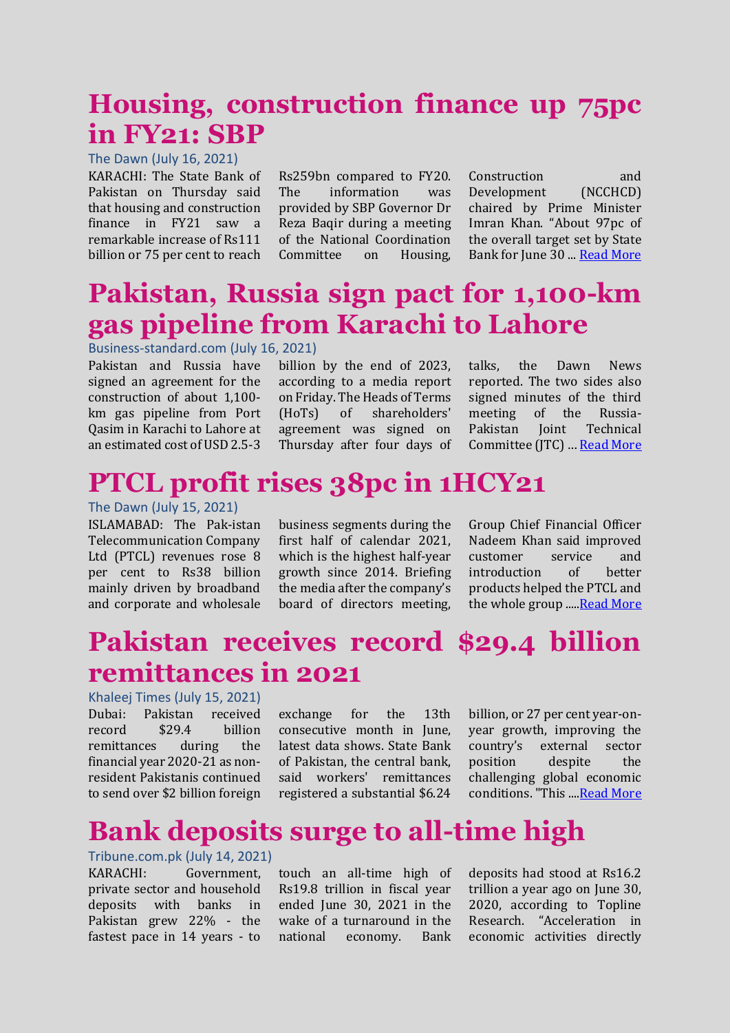# Housing, construction finance up 75pc in FY21: SBP

The Dawn (July 16, 2021)

KARACHI: The State Bank of Pakistan on Thursday said that housing and construction finance in FY21 saw a remarkable increase of Rs111 billion or 75 per cent to reach Rs259bn compared to FY20. The information was provided by SBP Governor Dr Reza Baqir during a meeting of the National Coordination Committee on Housing, Construction and Development (NCCHCD) chaired by Prime Minister Imran Khan. "About 97pc of the overall target set by State Bank for June 30 ... Read More

# Pakistan, Russia sign pact for 1,100-km gas pipeline from Karachi to Lahore

Business-standard.com (July 16, 2021)

Pakistan and Russia have signed an agreement for the construction of about 1,100-km gas pipeline from Port Qasim in Karachi to Lahore at an estimated cost of USD 2.5-3 billion by the end of 2023, according to a media report on Friday. The Heads of Terms (HoTs) of shareholders' agreement was signed on Thursday after four days of talks, the Dawn News reported. The two sides also signed minutes of the third meeting of the Russia-Pakistan Joint Technical Committee (JTC) ... Read More

# PTCL profit rises 38pc in 1HCY21

The Dawn (July 15, 2021)

ISLAMABAD: The Pak-istan Telecommunication Company Ltd (PTCL) revenues rose 8 per cent to Rs38 billion mainly driven by broadband and corporate and wholesale business segments during the first half of calendar 2021, which is the highest half-year growth since 2014. Briefing the media after the company's board of directors meeting, Group Chief Financial Officer Nadeem Khan said improved customer service and introduction of better products helped the PTCL and the whole group .....Read More

# Pakistan receives record $29.4 billion remittances in 2021

Khaleej Times (July 15, 2021)

Dubai: Pakistan received record $29.4 billion remittances during the financial year 2020-21 as non-resident Pakistanis continued to send over $2 billion foreign exchange for the 13th consecutive month in June, latest data shows. State Bank of Pakistan, the central bank, said workers' remittances registered a substantial $6.24 billion, or 27 per cent year-on-year growth, improving the country's external sector position despite the challenging global economic conditions. "This ....Read More

# Bank deposits surge to all-time high

Tribune.com.pk (July 14, 2021)

KARACHI: Government, private sector and household deposits with banks in Pakistan grew 22% - the fastest pace in 14 years - to touch an all-time high of Rs19.8 trillion in fiscal year ended June 30, 2021 in the wake of a turnaround in the national economy. Bank deposits had stood at Rs16.2 trillion a year ago on June 30, 2020, according to Topline Research. "Acceleration in economic activities directly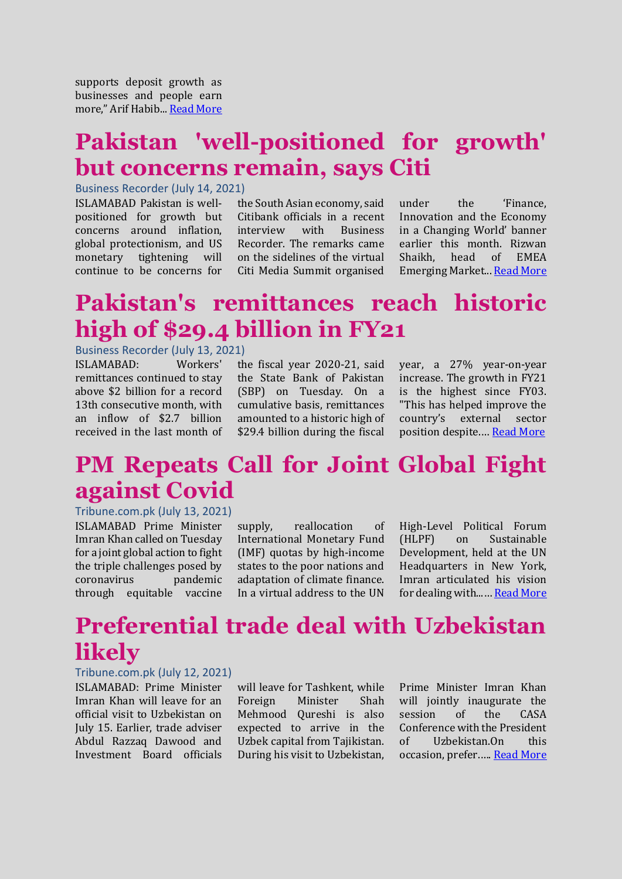supports deposit growth as businesses and people earn more," Arif Habib... Read More

# Pakistan 'well-positioned for growth' but concerns remain, says Citi

Business Recorder (July 14, 2021)

ISLAMABAD Pakistan is well-positioned for growth but concerns around inflation, global protectionism, and US monetary tightening will continue to be concerns for the South Asian economy, said Citibank officials in a recent interview with Business Recorder. The remarks came on the sidelines of the virtual Citi Media Summit organised under the 'Finance, Innovation and the Economy in a Changing World' banner earlier this month. Rizwan Shaikh, head of EMEA Emerging Market... Read More

# Pakistan's remittances reach historic high of $29.4 billion in FY21

Business Recorder (July 13, 2021)

ISLAMABAD: Workers' remittances continued to stay above $2 billion for a record 13th consecutive month, with an inflow of $2.7 billion received in the last month of the fiscal year 2020-21, said the State Bank of Pakistan (SBP) on Tuesday. On a cumulative basis, remittances amounted to a historic high of $29.4 billion during the fiscal year, a 27% year-on-year increase. The growth in FY21 is the highest since FY03. "This has helped improve the country's external sector position despite…. Read More

# PM Repeats Call for Joint Global Fight against Covid

Tribune.com.pk (July 13, 2021)

ISLAMABAD Prime Minister Imran Khan called on Tuesday for a joint global action to fight the triple challenges posed by coronavirus pandemic through equitable vaccine supply, reallocation of International Monetary Fund (IMF) quotas by high-income states to the poor nations and adaptation of climate finance. In a virtual address to the UN High-Level Political Forum (HLPF) on Sustainable Development, held at the UN Headquarters in New York, Imran articulated his vision for dealing with…… Read More

# Preferential trade deal with Uzbekistan likely

Tribune.com.pk (July 12, 2021)

ISLAMABAD: Prime Minister Imran Khan will leave for an official visit to Uzbekistan on July 15. Earlier, trade adviser Abdul Razzaq Dawood and Investment Board officials will leave for Tashkent, while Foreign Minister Shah Mehmood Qureshi is also expected to arrive in the Uzbek capital from Tajikistan. During his visit to Uzbekistan, Prime Minister Imran Khan will jointly inaugurate the session of the CASA Conference with the President of Uzbekistan.On this occasion, prefer….. Read More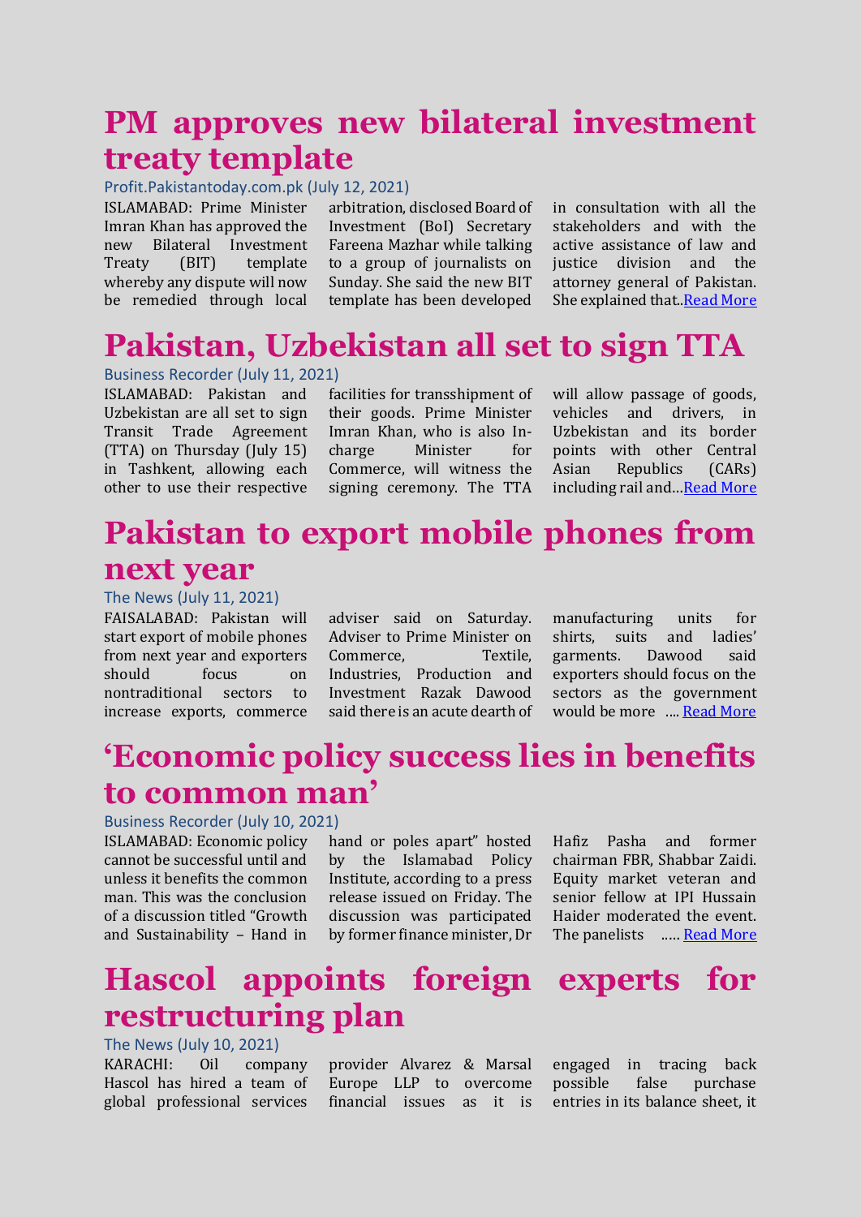# PM approves new bilateral investment treaty template

Profit.Pakistantoday.com.pk (July 12, 2021)

ISLAMABAD: Prime Minister Imran Khan has approved the new Bilateral Investment Treaty (BIT) template whereby any dispute will now be remedied through local arbitration, disclosed Board of Investment (BoI) Secretary Fareena Mazhar while talking to a group of journalists on Sunday. She said the new BIT template has been developed in consultation with all the stakeholders and with the active assistance of law and justice division and the attorney general of Pakistan. She explained that..Read More

# Pakistan, Uzbekistan all set to sign TTA

Business Recorder (July 11, 2021)

ISLAMABAD: Pakistan and Uzbekistan are all set to sign Transit Trade Agreement (TTA) on Thursday (July 15) in Tashkent, allowing each other to use their respective facilities for transshipment of their goods. Prime Minister Imran Khan, who is also In-charge Minister for Commerce, will witness the signing ceremony. The TTA will allow passage of goods, vehicles and drivers, in Uzbekistan and its border points with other Central Asian Republics (CARs) including rail and…Read More

# Pakistan to export mobile phones from next year

The News (July 11, 2021)

FAISALABAD: Pakistan will start export of mobile phones from next year and exporters should focus on nontraditional sectors to increase exports, commerce adviser said on Saturday. Adviser to Prime Minister on Commerce, Textile, Industries, Production and Investment Razak Dawood said there is an acute dearth of manufacturing units for shirts, suits and ladies' garments. Dawood said exporters should focus on the sectors as the government would be more …. Read More

# 'Economic policy success lies in benefits to common man'

Business Recorder (July 10, 2021)

ISLAMABAD: Economic policy cannot be successful until and unless it benefits the common man. This was the conclusion of a discussion titled "Growth and Sustainability – Hand in hand or poles apart" hosted by the Islamabad Policy Institute, according to a press release issued on Friday. The discussion was participated by former finance minister, Dr Hafiz Pasha and former chairman FBR, Shabbar Zaidi. Equity market veteran and senior fellow at IPI Hussain Haider moderated the event. The panelists ….. Read More

# Hascol appoints foreign experts for restructuring plan

The News (July 10, 2021)

KARACHI: Oil company Hascol has hired a team of global professional services provider Alvarez & Marsal Europe LLP to overcome financial issues as it is engaged in tracing back possible false purchase entries in its balance sheet, it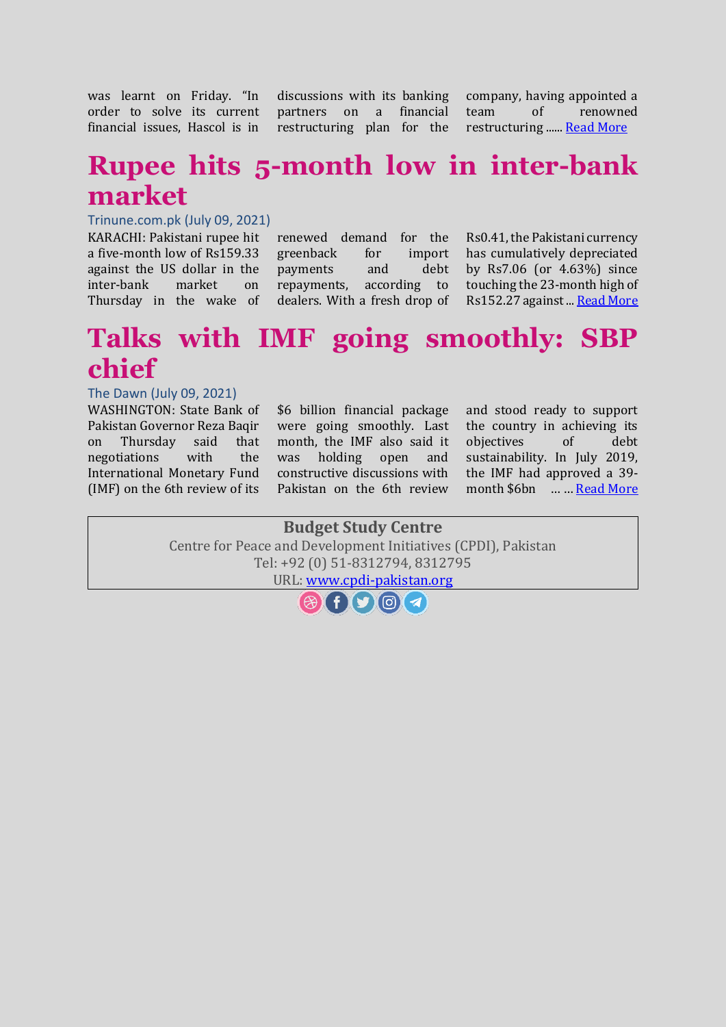was learnt on Friday. "In order to solve its current financial issues, Hascol is in discussions with its banking partners on a financial restructuring plan for the company, having appointed a team of renowned restructuring ...... [Read More]

# Rupee hits 5-month low in inter-bank market

Trinune.com.pk (July 09, 2021)

KARACHI: Pakistani rupee hit a five-month low of Rs159.33 against the US dollar in the inter-bank market on Thursday in the wake of renewed demand for the greenback for import payments and debt repayments, according to dealers. With a fresh drop of Rs0.41, the Pakistani currency has cumulatively depreciated by Rs7.06 (or 4.63%) since touching the 23-month high of Rs152.27 against ... [Read More]

# Talks with IMF going smoothly: SBP chief

The Dawn (July 09, 2021)

WASHINGTON: State Bank of Pakistan Governor Reza Baqir on Thursday said that negotiations with the International Monetary Fund (IMF) on the 6th review of its $6 billion financial package were going smoothly. Last month, the IMF also said it was holding open and constructive discussions with Pakistan on the 6th review and stood ready to support the country in achieving its objectives of debt sustainability. In July 2019, the IMF had approved a 39-month $6bn … … [Read More]

**Budget Study Centre**

Centre for Peace and Development Initiatives (CPDI), Pakistan

Tel: +92 (0) 51-8312794, 8312795

URL: www.cpdi-pakistan.org